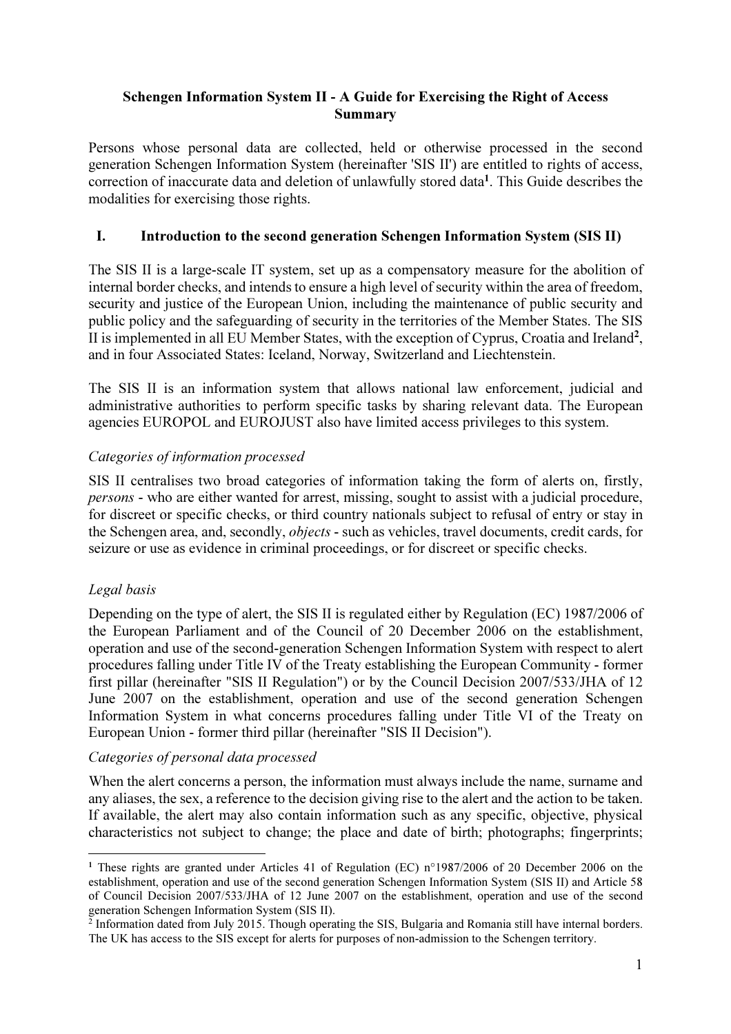**Schengen Information System II - A Guide for Exercising the Right of Access Summary**

Persons whose personal data are collected, held or otherwise processed in the second generation Schengen Information System (hereinafter 'SIS II') are entitled to rights of access, correction of inaccurate data and deletion of unlawfully stored data[1]. This Guide describes the modalities for exercising those rights.

## I. Introduction to the second generation Schengen Information System (SIS II)

The SIS II is a large-scale IT system, set up as a compensatory measure for the abolition of internal border checks, and intends to ensure a high level of security within the area of freedom, security and justice of the European Union, including the maintenance of public security and public policy and the safeguarding of security in the territories of the Member States. The SIS II is implemented in all EU Member States, with the exception of Cyprus, Croatia and Ireland[2], and in four Associated States: Iceland, Norway, Switzerland and Liechtenstein.

The SIS II is an information system that allows national law enforcement, judicial and administrative authorities to perform specific tasks by sharing relevant data. The European agencies EUROPOL and EUROJUST also have limited access privileges to this system.

*Categories of information processed*

SIS II centralises two broad categories of information taking the form of alerts on, firstly, *persons* - who are either wanted for arrest, missing, sought to assist with a judicial procedure, for discreet or specific checks, or third country nationals subject to refusal of entry or stay in the Schengen area, and, secondly, *objects* - such as vehicles, travel documents, credit cards, for seizure or use as evidence in criminal proceedings, or for discreet or specific checks.

*Legal basis*

Depending on the type of alert, the SIS II is regulated either by Regulation (EC) 1987/2006 of the European Parliament and of the Council of 20 December 2006 on the establishment, operation and use of the second-generation Schengen Information System with respect to alert procedures falling under Title IV of the Treaty establishing the European Community - former first pillar (hereinafter "SIS II Regulation") or by the Council Decision 2007/533/JHA of 12 June 2007 on the establishment, operation and use of the second generation Schengen Information System in what concerns procedures falling under Title VI of the Treaty on European Union - former third pillar (hereinafter "SIS II Decision").

*Categories of personal data processed*

When the alert concerns a person, the information must always include the name, surname and any aliases, the sex, a reference to the decision giving rise to the alert and the action to be taken. If available, the alert may also contain information such as any specific, objective, physical characteristics not subject to change; the place and date of birth; photographs; fingerprints;

---

[1] These rights are granted under Articles 41 of Regulation (EC) n°1987/2006 of 20 December 2006 on the establishment, operation and use of the second generation Schengen Information System (SIS II) and Article 58 of Council Decision 2007/533/JHA of 12 June 2007 on the establishment, operation and use of the second generation Schengen Information System (SIS II).

[2] Information dated from July 2015. Though operating the SIS, Bulgaria and Romania still have internal borders. The UK has access to the SIS except for alerts for purposes of non-admission to the Schengen territory.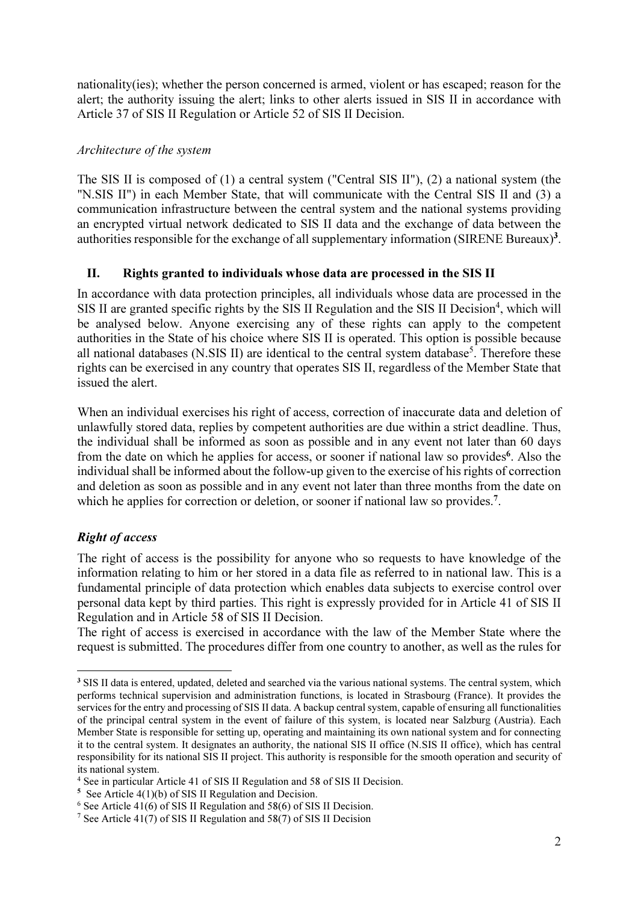nationality(ies); whether the person concerned is armed, violent or has escaped; reason for the alert; the authority issuing the alert; links to other alerts issued in SIS II in accordance with Article 37 of SIS II Regulation or Article 52 of SIS II Decision.

*Architecture of the system*

The SIS II is composed of (1) a central system ("Central SIS II"), (2) a national system (the "N.SIS II") in each Member State, that will communicate with the Central SIS II and (3) a communication infrastructure between the central system and the national systems providing an encrypted virtual network dedicated to SIS II data and the exchange of data between the authorities responsible for the exchange of all supplementary information (SIRENE Bureaux)[3].

## II. Rights granted to individuals whose data are processed in the SIS II

In accordance with data protection principles, all individuals whose data are processed in the SIS II are granted specific rights by the SIS II Regulation and the SIS II Decision[4], which will be analysed below. Anyone exercising any of these rights can apply to the competent authorities in the State of his choice where SIS II is operated. This option is possible because all national databases (N.SIS II) are identical to the central system database[5]. Therefore these rights can be exercised in any country that operates SIS II, regardless of the Member State that issued the alert.

When an individual exercises his right of access, correction of inaccurate data and deletion of unlawfully stored data, replies by competent authorities are due within a strict deadline. Thus, the individual shall be informed as soon as possible and in any event not later than 60 days from the date on which he applies for access, or sooner if national law so provides[6]. Also the individual shall be informed about the follow-up given to the exercise of his rights of correction and deletion as soon as possible and in any event not later than three months from the date on which he applies for correction or deletion, or sooner if national law so provides.[7].

### ***Right of access***

The right of access is the possibility for anyone who so requests to have knowledge of the information relating to him or her stored in a data file as referred to in national law. This is a fundamental principle of data protection which enables data subjects to exercise control over personal data kept by third parties. This right is expressly provided for in Article 41 of SIS II Regulation and in Article 58 of SIS II Decision.

The right of access is exercised in accordance with the law of the Member State where the request is submitted. The procedures differ from one country to another, as well as the rules for

---

[3] SIS II data is entered, updated, deleted and searched via the various national systems. The central system, which performs technical supervision and administration functions, is located in Strasbourg (France). It provides the services for the entry and processing of SIS II data. A backup central system, capable of ensuring all functionalities of the principal central system in the event of failure of this system, is located near Salzburg (Austria). Each Member State is responsible for setting up, operating and maintaining its own national system and for connecting it to the central system. It designates an authority, the national SIS II office (N.SIS II office), which has central responsibility for its national SIS II project. This authority is responsible for the smooth operation and security of its national system.

[4] See in particular Article 41 of SIS II Regulation and 58 of SIS II Decision.

[5] See Article 4(1)(b) of SIS II Regulation and Decision.

[6] See Article 41(6) of SIS II Regulation and 58(6) of SIS II Decision.

[7] See Article 41(7) of SIS II Regulation and 58(7) of SIS II Decision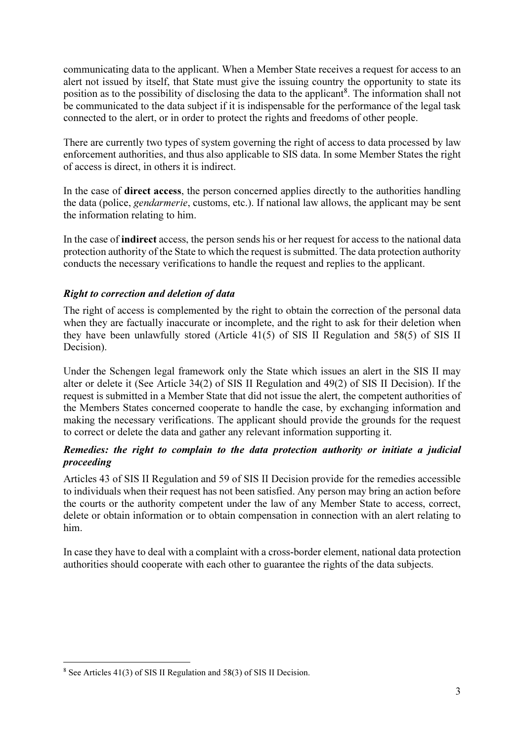communicating data to the applicant. When a Member State receives a request for access to an alert not issued by itself, that State must give the issuing country the opportunity to state its position as to the possibility of disclosing the data to the applicant[8]. The information shall not be communicated to the data subject if it is indispensable for the performance of the legal task connected to the alert, or in order to protect the rights and freedoms of other people.

There are currently two types of system governing the right of access to data processed by law enforcement authorities, and thus also applicable to SIS data. In some Member States the right of access is direct, in others it is indirect.

In the case of **direct access**, the person concerned applies directly to the authorities handling the data (police, *gendarmerie*, customs, etc.). If national law allows, the applicant may be sent the information relating to him.

In the case of **indirect** access, the person sends his or her request for access to the national data protection authority of the State to which the request is submitted. The data protection authority conducts the necessary verifications to handle the request and replies to the applicant.

***Right to correction and deletion of data***

The right of access is complemented by the right to obtain the correction of the personal data when they are factually inaccurate or incomplete, and the right to ask for their deletion when they have been unlawfully stored (Article 41(5) of SIS II Regulation and 58(5) of SIS II Decision).

Under the Schengen legal framework only the State which issues an alert in the SIS II may alter or delete it (See Article 34(2) of SIS II Regulation and 49(2) of SIS II Decision). If the request is submitted in a Member State that did not issue the alert, the competent authorities of the Members States concerned cooperate to handle the case, by exchanging information and making the necessary verifications. The applicant should provide the grounds for the request to correct or delete the data and gather any relevant information supporting it.

***Remedies: the right to complain to the data protection authority or initiate a judicial proceeding***

Articles 43 of SIS II Regulation and 59 of SIS II Decision provide for the remedies accessible to individuals when their request has not been satisfied. Any person may bring an action before the courts or the authority competent under the law of any Member State to access, correct, delete or obtain information or to obtain compensation in connection with an alert relating to him.

In case they have to deal with a complaint with a cross-border element, national data protection authorities should cooperate with each other to guarantee the rights of the data subjects.

[8] See Articles 41(3) of SIS II Regulation and 58(3) of SIS II Decision.